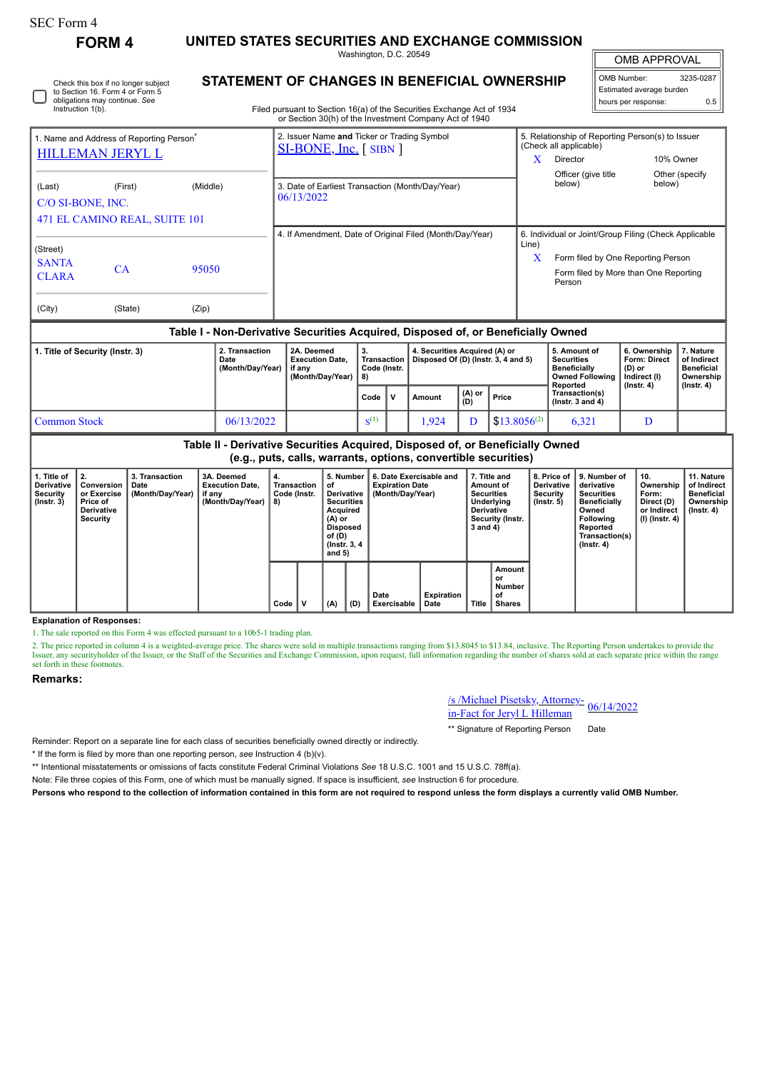SEC Form 4

**FORM 4**

# UNITED STATES SECURITIES AND EXCHANGE COMMISSION

Washington, D.C. 20549

## STATEMENT OF CHANGES IN BENEFICIAL OWNERSHIP

Filed pursuant to Section 16(a) of the Securities Exchange Act of 1934 or Section 30(h) of the Investment Company Act of 1940

| OMB APPROVAL | |
|---|---|
| OMB Number: | 3235-0287 |
| Estimated average burden | |
| hours per response: | 0.5 |

☐ Check this box if no longer subject to Section 16. Form 4 or Form 5 obligations may continue. *See* Instruction 1(b).

| 1. Name and Address of Reporting Person* | 2. Issuer Name **and** Ticker or Trading Symbol | 5. Relationship of Reporting Person(s) to Issuer (Check all applicable) |
|---|---|---|
| HILLEMAN JERYL L | SI-BONE, Inc. [ SIBN ] | X Director; 10% Owner; Officer (give title below); Other (specify below) |
| (Last) (First) (Middle) C/O SI-BONE, INC. 471 EL CAMINO REAL, SUITE 101 | 3. Date of Earliest Transaction (Month/Day/Year) 06/13/2022 | |
| (Street) SANTA CLARA, CA 95050 (City) (State) (Zip) | 4. If Amendment, Date of Original Filed (Month/Day/Year) | 6. Individual or Joint/Group Filing (Check Applicable Line) X Form filed by One Reporting Person; Form filed by More than One Reporting Person |

### Table I - Non-Derivative Securities Acquired, Disposed of, or Beneficially Owned

| 1. Title of Security (Instr. 3) | 2. Transaction Date (Month/Day/Year) | 2A. Deemed Execution Date, if any (Month/Day/Year) | 3. Transaction Code (Instr. 8) | | 4. Securities Acquired (A) or Disposed Of (D) (Instr. 3, 4 and 5) | | | 5. Amount of Securities Beneficially Owned Following Reported Transaction(s) (Instr. 3 and 4) | 6. Ownership Form: Direct (D) or Indirect (I) (Instr. 4) | 7. Nature of Indirect Beneficial Ownership (Instr. 4) |
|---|---|---|---|---|---|---|---|---|---|---|
| | | | Code | V | Amount | (A) or (D) | Price | | | |
| Common Stock | 06/13/2022 | | S[1] | | 1,924 | D | $13.8056[2] | 6,321 | D | |

### Table II - Derivative Securities Acquired, Disposed of, or Beneficially Owned (e.g., puts, calls, warrants, options, convertible securities)

| 1. Title of Derivative Security (Instr. 3) | 2. Conversion or Exercise Price of Derivative Security | 3. Transaction Date (Month/Day/Year) | 3A. Deemed Execution Date, if any (Month/Day/Year) | 4. Transaction Code (Instr. 8) | | 5. Number of Derivative Securities Acquired (A) or Disposed of (D) (Instr. 3, 4 and 5) | | 6. Date Exercisable and Expiration Date (Month/Day/Year) | | 7. Title and Amount of Securities Underlying Derivative Security (Instr. 3 and 4) | | 8. Price of Derivative Security (Instr. 5) | 9. Number of derivative Securities Beneficially Owned Following Reported Transaction(s) (Instr. 4) | 10. Ownership Form: Direct (D) or Indirect (I) (Instr. 4) | 11. Nature of Indirect Beneficial Ownership (Instr. 4) |
|---|---|---|---|---|---|---|---|---|---|---|---|---|---|---|---|
| | | | | Code | V | (A) | (D) | Date Exercisable | Expiration Date | Title | Amount or Number of Shares | | | | |

**Explanation of Responses:**

1. The sale reported on this Form 4 was effected pursuant to a 10b5-1 trading plan.

2. The price reported in column 4 is a weighted-average price. The shares were sold in multiple transactions ranging from $13.8045 to $13.84, inclusive. The Reporting Person undertakes to provide the Issuer, any securityholder of the Issuer, or the Staff of the Securities and Exchange Commission, upon request, full information regarding the number of shares sold at each separate price within the range set forth in these footnotes.

**Remarks:**

/s /Michael Pisetsky, Attorney-in-Fact for Jeryl L Hilleman — 06/14/2022

** Signature of Reporting Person — Date

Reminder: Report on a separate line for each class of securities beneficially owned directly or indirectly.

\* If the form is filed by more than one reporting person, *see* Instruction 4 (b)(v).

** Intentional misstatements or omissions of facts constitute Federal Criminal Violations *See* 18 U.S.C. 1001 and 15 U.S.C. 78ff(a).

Note: File three copies of this Form, one of which must be manually signed. If space is insufficient, *see* Instruction 6 for procedure.

**Persons who respond to the collection of information contained in this form are not required to respond unless the form displays a currently valid OMB Number.**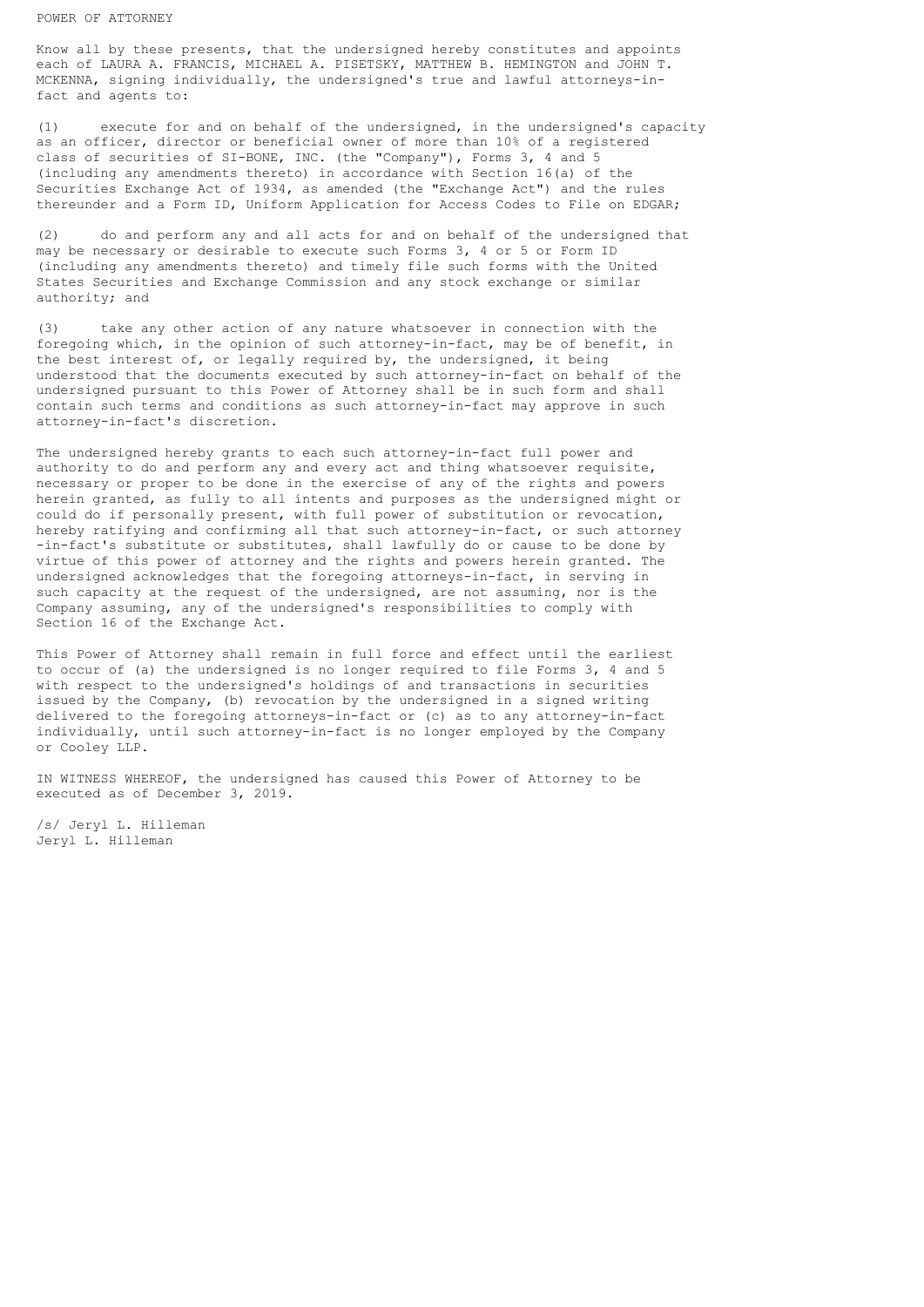# POWER OF ATTORNEY

Know all by these presents, that the undersigned hereby constitutes and appoints each of LAURA A. FRANCIS, MICHAEL A. PISETSKY, MATTHEW B. HEMINGTON and JOHN T. MCKENNA, signing individually, the undersigned's true and lawful attorneys-in-fact and agents to:

(1) execute for and on behalf of the undersigned, in the undersigned's capacity as an officer, director or beneficial owner of more than 10% of a registered class of securities of SI-BONE, INC. (the "Company"), Forms 3, 4 and 5 (including any amendments thereto) in accordance with Section 16(a) of the Securities Exchange Act of 1934, as amended (the "Exchange Act") and the rules thereunder and a Form ID, Uniform Application for Access Codes to File on EDGAR;

(2) do and perform any and all acts for and on behalf of the undersigned that may be necessary or desirable to execute such Forms 3, 4 or 5 or Form ID (including any amendments thereto) and timely file such forms with the United States Securities and Exchange Commission and any stock exchange or similar authority; and

(3) take any other action of any nature whatsoever in connection with the foregoing which, in the opinion of such attorney-in-fact, may be of benefit, in the best interest of, or legally required by, the undersigned, it being understood that the documents executed by such attorney-in-fact on behalf of the undersigned pursuant to this Power of Attorney shall be in such form and shall contain such terms and conditions as such attorney-in-fact may approve in such attorney-in-fact's discretion.

The undersigned hereby grants to each such attorney-in-fact full power and authority to do and perform any and every act and thing whatsoever requisite, necessary or proper to be done in the exercise of any of the rights and powers herein granted, as fully to all intents and purposes as the undersigned might or could do if personally present, with full power of substitution or revocation, hereby ratifying and confirming all that such attorney-in-fact, or such attorney-in-fact's substitute or substitutes, shall lawfully do or cause to be done by virtue of this power of attorney and the rights and powers herein granted. The undersigned acknowledges that the foregoing attorneys-in-fact, in serving in such capacity at the request of the undersigned, are not assuming, nor is the Company assuming, any of the undersigned's responsibilities to comply with Section 16 of the Exchange Act.

This Power of Attorney shall remain in full force and effect until the earliest to occur of (a) the undersigned is no longer required to file Forms 3, 4 and 5 with respect to the undersigned's holdings of and transactions in securities issued by the Company, (b) revocation by the undersigned in a signed writing delivered to the foregoing attorneys-in-fact or (c) as to any attorney-in-fact individually, until such attorney-in-fact is no longer employed by the Company or Cooley LLP.

IN WITNESS WHEREOF, the undersigned has caused this Power of Attorney to be executed as of December 3, 2019.

/s/ Jeryl L. Hilleman
Jeryl L. Hilleman